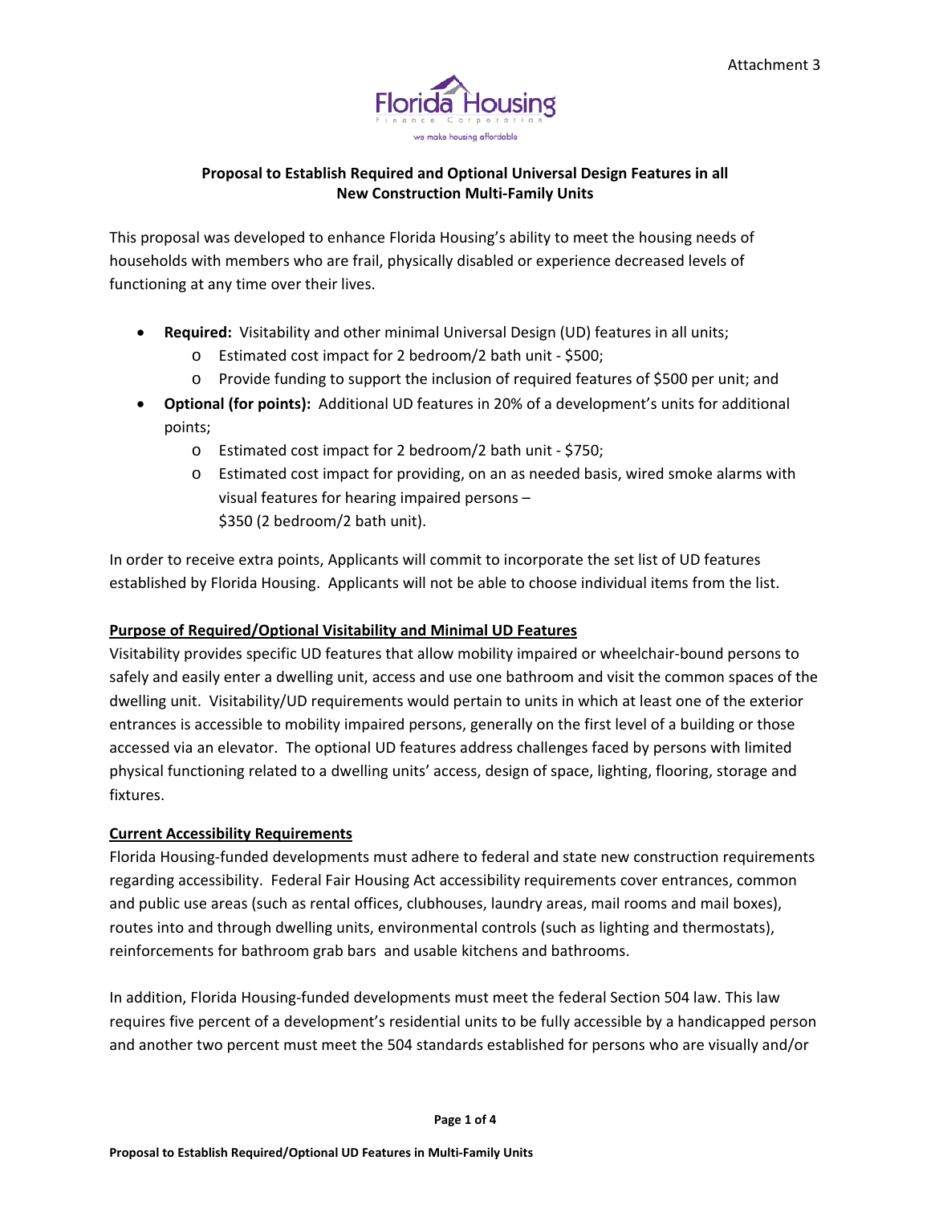Attachment 3

Florida Housing Finance Corporation

we make housing affordable

**Proposal to Establish Required and Optional Universal Design Features in all New Construction Multi-Family Units**

This proposal was developed to enhance Florida Housing's ability to meet the housing needs of households with members who are frail, physically disabled or experience decreased levels of functioning at any time over their lives.

- **Required:** Visitability and other minimal Universal Design (UD) features in all units;
  - Estimated cost impact for 2 bedroom/2 bath unit - $500;
  - Provide funding to support the inclusion of required features of $500 per unit; and
- **Optional (for points):** Additional UD features in 20% of a development's units for additional points;
  - Estimated cost impact for 2 bedroom/2 bath unit - $750;
  - Estimated cost impact for providing, on an as needed basis, wired smoke alarms with visual features for hearing impaired persons – $350 (2 bedroom/2 bath unit).

In order to receive extra points, Applicants will commit to incorporate the set list of UD features established by Florida Housing. Applicants will not be able to choose individual items from the list.

**<u>Purpose of Required/Optional Visitability and Minimal UD Features</u>**

Visitability provides specific UD features that allow mobility impaired or wheelchair-bound persons to safely and easily enter a dwelling unit, access and use one bathroom and visit the common spaces of the dwelling unit. Visitability/UD requirements would pertain to units in which at least one of the exterior entrances is accessible to mobility impaired persons, generally on the first level of a building or those accessed via an elevator. The optional UD features address challenges faced by persons with limited physical functioning related to a dwelling units' access, design of space, lighting, flooring, storage and fixtures.

**<u>Current Accessibility Requirements</u>**

Florida Housing-funded developments must adhere to federal and state new construction requirements regarding accessibility. Federal Fair Housing Act accessibility requirements cover entrances, common and public use areas (such as rental offices, clubhouses, laundry areas, mail rooms and mail boxes), routes into and through dwelling units, environmental controls (such as lighting and thermostats), reinforcements for bathroom grab bars and usable kitchens and bathrooms.

In addition, Florida Housing-funded developments must meet the federal Section 504 law. This law requires five percent of a development's residential units to be fully accessible by a handicapped person and another two percent must meet the 504 standards established for persons who are visually and/or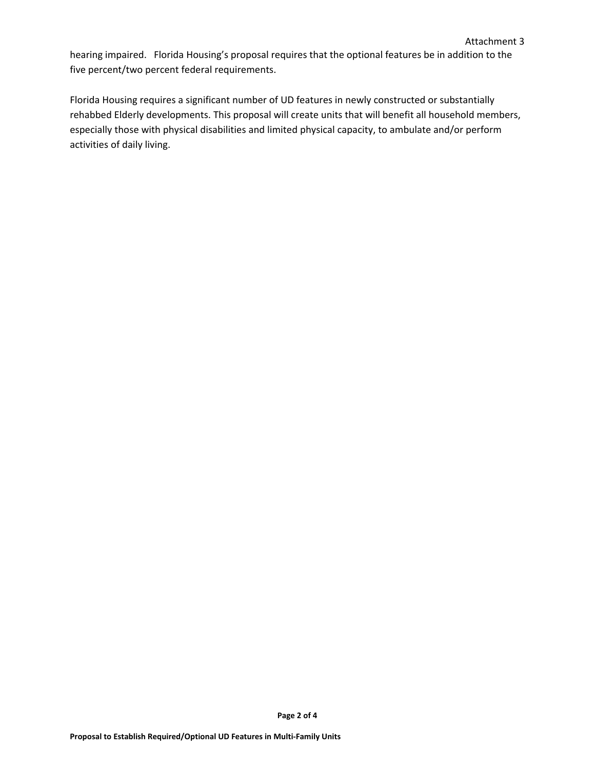hearing impaired. Florida Housing's proposal requires that the optional features be in addition to the five percent/two percent federal requirements.

Florida Housing requires a significant number of UD features in newly constructed or substantially rehabbed Elderly developments. This proposal will create units that will benefit all household members, especially those with physical disabilities and limited physical capacity, to ambulate and/or perform activities of daily living.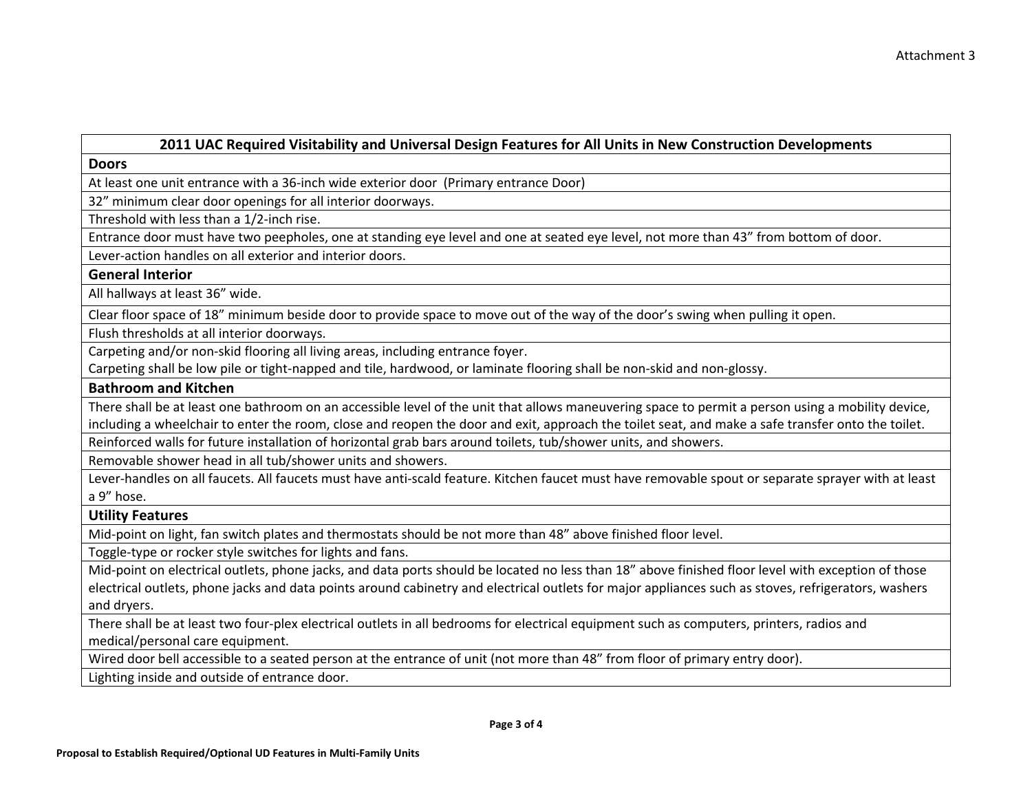| 2011 UAC Required Visitability and Universal Design Features for All Units in New Construction Developments |
|---|
| **Doors** |
| At least one unit entrance with a 36-inch wide exterior door (Primary entrance Door) |
| 32” minimum clear door openings for all interior doorways. |
| Threshold with less than a 1/2-inch rise. |
| Entrance door must have two peepholes, one at standing eye level and one at seated eye level, not more than 43” from bottom of door. |
| Lever-action handles on all exterior and interior doors. |
| **General Interior** |
| All hallways at least 36” wide. |
| Clear floor space of 18” minimum beside door to provide space to move out of the way of the door’s swing when pulling it open. |
| Flush thresholds at all interior doorways. |
| Carpeting and/or non-skid flooring all living areas, including entrance foyer. Carpeting shall be low pile or tight-napped and tile, hardwood, or laminate flooring shall be non-skid and non-glossy. |
| **Bathroom and Kitchen** |
| There shall be at least one bathroom on an accessible level of the unit that allows maneuvering space to permit a person using a mobility device, including a wheelchair to enter the room, close and reopen the door and exit, approach the toilet seat, and make a safe transfer onto the toilet. |
| Reinforced walls for future installation of horizontal grab bars around toilets, tub/shower units, and showers. |
| Removable shower head in all tub/shower units and showers. |
| Lever-handles on all faucets. All faucets must have anti-scald feature. Kitchen faucet must have removable spout or separate sprayer with at least a 9” hose. |
| **Utility Features** |
| Mid-point on light, fan switch plates and thermostats should be not more than 48” above finished floor level. |
| Toggle-type or rocker style switches for lights and fans. |
| Mid-point on electrical outlets, phone jacks, and data ports should be located no less than 18” above finished floor level with exception of those electrical outlets, phone jacks and data points around cabinetry and electrical outlets for major appliances such as stoves, refrigerators, washers and dryers. |
| There shall be at least two four-plex electrical outlets in all bedrooms for electrical equipment such as computers, printers, radios and medical/personal care equipment. |
| Wired door bell accessible to a seated person at the entrance of unit (not more than 48” from floor of primary entry door). |
| Lighting inside and outside of entrance door. |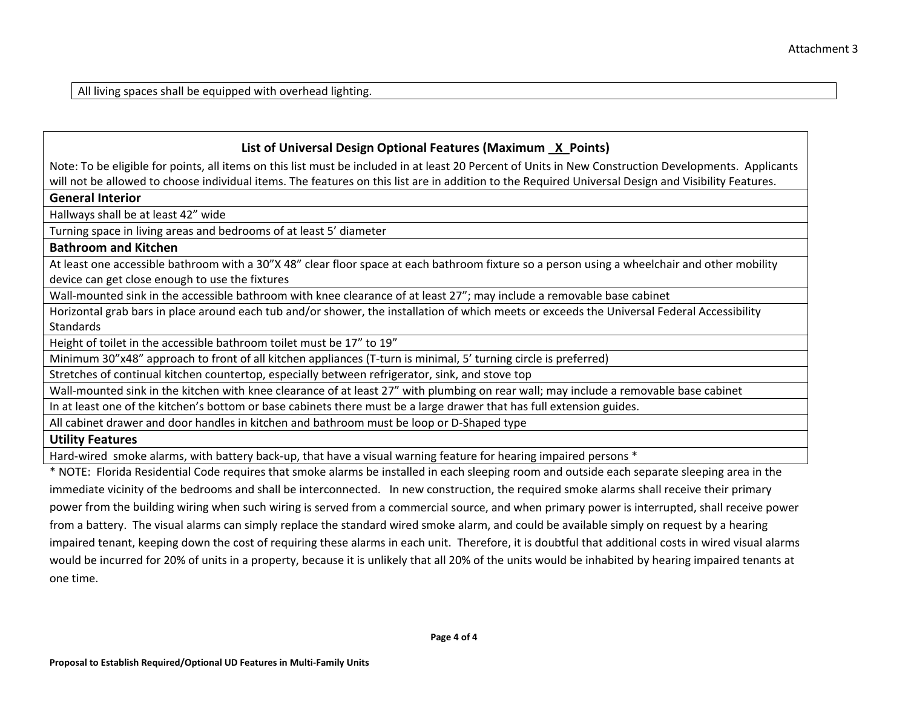All living spaces shall be equipped with overhead lighting.

| **List of Universal Design Optional Features (Maximum _X_ Points)** |
|---|
| Note: To be eligible for points, all items on this list must be included in at least 20 Percent of Units in New Construction Developments. Applicants will not be allowed to choose individual items. The features on this list are in addition to the Required Universal Design and Visibility Features. |
| **General Interior** |
| Hallways shall be at least 42" wide |
| Turning space in living areas and bedrooms of at least 5' diameter |
| **Bathroom and Kitchen** |
| At least one accessible bathroom with a 30"X 48" clear floor space at each bathroom fixture so a person using a wheelchair and other mobility device can get close enough to use the fixtures |
| Wall-mounted sink in the accessible bathroom with knee clearance of at least 27"; may include a removable base cabinet |
| Horizontal grab bars in place around each tub and/or shower, the installation of which meets or exceeds the Universal Federal Accessibility Standards |
| Height of toilet in the accessible bathroom toilet must be 17" to 19" |
| Minimum 30"x48" approach to front of all kitchen appliances (T-turn is minimal, 5' turning circle is preferred) |
| Stretches of continual kitchen countertop, especially between refrigerator, sink, and stove top |
| Wall-mounted sink in the kitchen with knee clearance of at least 27" with plumbing on rear wall; may include a removable base cabinet |
| In at least one of the kitchen's bottom or base cabinets there must be a large drawer that has full extension guides. |
| All cabinet drawer and door handles in kitchen and bathroom must be loop or D-Shaped type |
| **Utility Features** |
| Hard-wired smoke alarms, with battery back-up, that have a visual warning feature for hearing impaired persons * |

* NOTE: Florida Residential Code requires that smoke alarms be installed in each sleeping room and outside each separate sleeping area in the immediate vicinity of the bedrooms and shall be interconnected. In new construction, the required smoke alarms shall receive their primary power from the building wiring when such wiring is served from a commercial source, and when primary power is interrupted, shall receive power from a battery. The visual alarms can simply replace the standard wired smoke alarm, and could be available simply on request by a hearing impaired tenant, keeping down the cost of requiring these alarms in each unit. Therefore, it is doubtful that additional costs in wired visual alarms would be incurred for 20% of units in a property, because it is unlikely that all 20% of the units would be inhabited by hearing impaired tenants at one time.